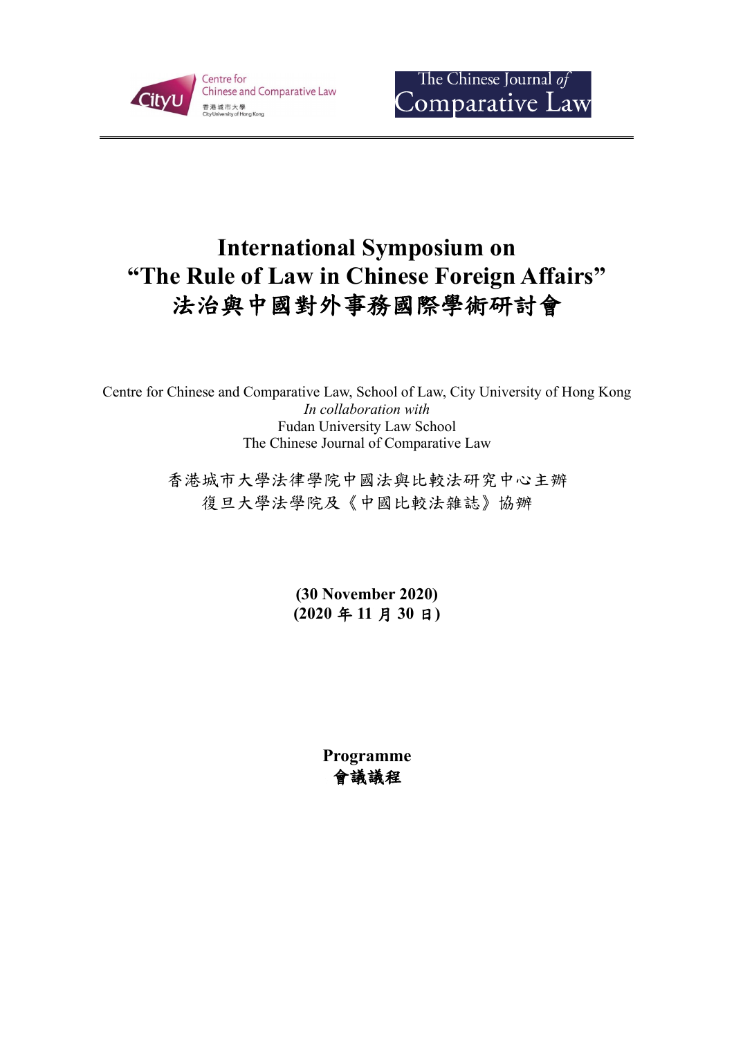Centre for Chinese and Comparative Law
香港城市大學
City University of Hong Kong

The Chinese Journal *of* Comparative Law

---

# International Symposium on "The Rule of Law in Chinese Foreign Affairs"
# 法治與中國對外事務國際學術研討會

Centre for Chinese and Comparative Law, School of Law, City University of Hong Kong
*In collaboration with*
Fudan University Law School
The Chinese Journal of Comparative Law

香港城市大學法律學院中國法與比較法研究中心主辦
復旦大學法學院及《中國比較法雜誌》協辦

**(30 November 2020)**
**(2020 年 11 月 30 日)**

## Programme
## 會議議程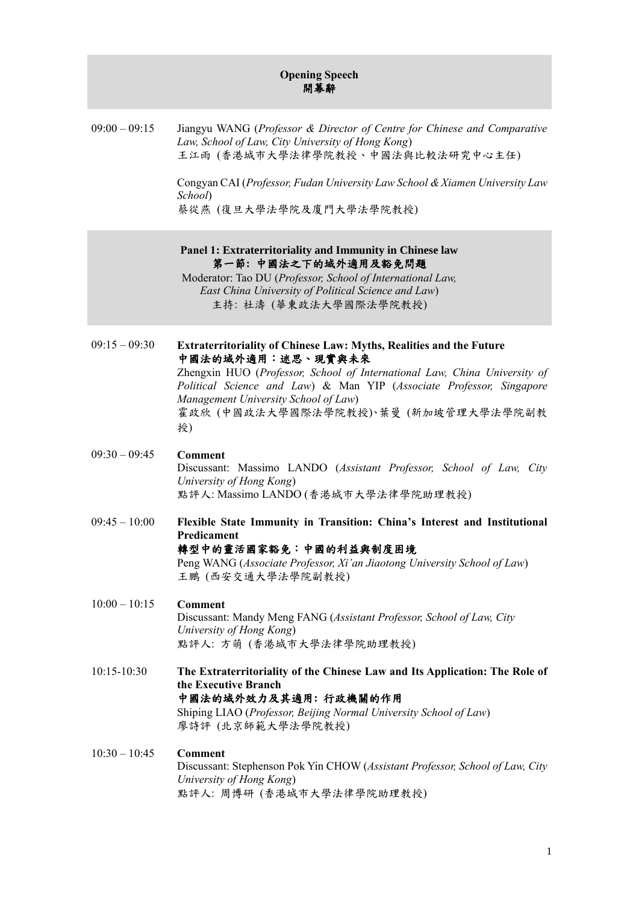## Opening Speech
## 開幕辭

09:00 – 09:15 Jiangyu WANG (*Professor & Director of Centre for Chinese and Comparative Law, School of Law, City University of Hong Kong*)
王江雨 (香港城市大學法律學院教授、中國法與比較法研究中心主任)

Congyan CAI (*Professor, Fudan University Law School & Xiamen University Law School*)
蔡從燕 (復旦大學法學院及廈門大學法學院教授)

## Panel 1: Extraterritoriality and Immunity in Chinese law
## 第一節：中國法之下的域外適用及豁免問題

Moderator: Tao DU (*Professor, School of International Law, East China University of Political Science and Law*)
主持：杜濤 (華東政法大學國際法學院教授)

09:15 – 09:30 **Extraterritoriality of Chinese Law: Myths, Realities and the Future**
**中國法的域外適用：迷思、現實與未來**
Zhengxin HUO (*Professor, School of International Law, China University of Political Science and Law*) & Man YIP (*Associate Professor, Singapore Management University School of Law*)
霍政欣 (中國政法大學國際法學院教授)、葉曼 (新加坡管理大學法學院副教授)

09:30 – 09:45 **Comment**
Discussant: Massimo LANDO (*Assistant Professor, School of Law, City University of Hong Kong*)
點評人: Massimo LANDO (香港城市大學法律學院助理教授)

09:45 – 10:00 **Flexible State Immunity in Transition: China's Interest and Institutional Predicament**
**轉型中的靈活國家豁免：中國的利益與制度困境**
Peng WANG (*Associate Professor, Xi'an Jiaotong University School of Law*)
王鵬 (西安交通大學法學院副教授)

10:00 – 10:15 **Comment**
Discussant: Mandy Meng FANG (*Assistant Professor, School of Law, City University of Hong Kong*)
點評人: 方萌 (香港城市大學法律學院助理教授)

10:15-10:30 **The Extraterritoriality of the Chinese Law and Its Application: The Role of the Executive Branch**
**中國法的域外效力及其適用：行政機關的作用**
Shiping LIAO (*Professor, Beijing Normal University School of Law*)
廖詩評 (北京師範大學法學院教授)

10:30 – 10:45 **Comment**
Discussant: Stephenson Pok Yin CHOW (*Assistant Professor, School of Law, City University of Hong Kong*)
點評人: 周博研 (香港城市大學法律學院助理教授)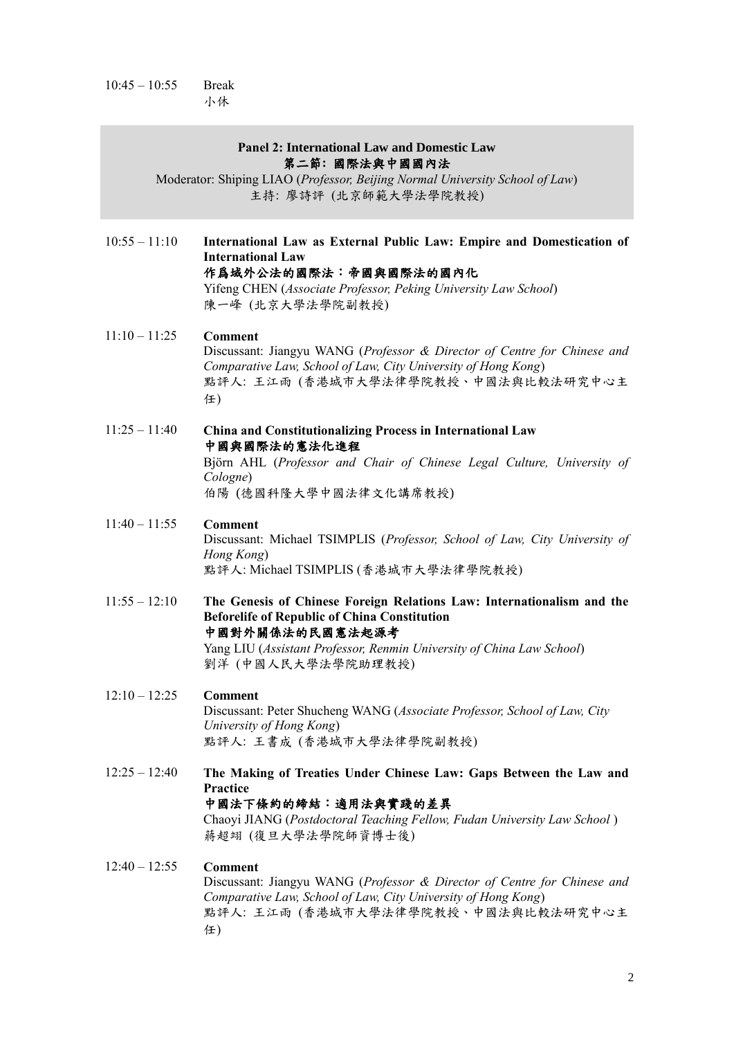10:45 – 10:55 Break
小休

## Panel 2: International Law and Domestic Law
## 第二節: 國際法與中國國內法

Moderator: Shiping LIAO (*Professor, Beijing Normal University School of Law*)
主持: 廖詩評 (北京師範大學法學院教授)

**10:55 – 11:10** **International Law as External Public Law: Empire and Domestication of International Law**
**作爲域外公法的國際法：帝國與國際法的國內化**
Yifeng CHEN (*Associate Professor, Peking University Law School*)
陳一峰 (北京大學法學院副教授)

**11:10 – 11:25** **Comment**
Discussant: Jiangyu WANG (*Professor & Director of Centre for Chinese and Comparative Law, School of Law, City University of Hong Kong*)
點評人: 王江雨 (香港城市大學法律學院教授、中國法與比較法研究中心主任)

**11:25 – 11:40** **China and Constitutionalizing Process in International Law**
**中國與國際法的憲法化進程**
Björn AHL (*Professor and Chair of Chinese Legal Culture, University of Cologne*)
伯陽 (德國科隆大學中國法律文化講席教授)

**11:40 – 11:55** **Comment**
Discussant: Michael TSIMPLIS (*Professor, School of Law, City University of Hong Kong*)
點評人: Michael TSIMPLIS (香港城市大學法律學院教授)

**11:55 – 12:10** **The Genesis of Chinese Foreign Relations Law: Internationalism and the Beforelife of Republic of China Constitution**
**中國對外關係法的民國憲法起源考**
Yang LIU (*Assistant Professor, Renmin University of China Law School*)
劉洋 (中國人民大學法學院助理教授)

**12:10 – 12:25** **Comment**
Discussant: Peter Shucheng WANG (*Associate Professor, School of Law, City University of Hong Kong*)
點評人: 王書成 (香港城市大學法律學院副教授)

**12:25 – 12:40** **The Making of Treaties Under Chinese Law: Gaps Between the Law and Practice**
**中國法下條約的締結：適用法與實踐的差異**
Chaoyi JIANG (*Postdoctoral Teaching Fellow, Fudan University Law School* )
蔣超翊 (復旦大學法學院師資博士後)

**12:40 – 12:55** **Comment**
Discussant: Jiangyu WANG (*Professor & Director of Centre for Chinese and Comparative Law, School of Law, City University of Hong Kong*)
點評人: 王江雨 (香港城市大學法律學院教授、中國法與比較法研究中心主任)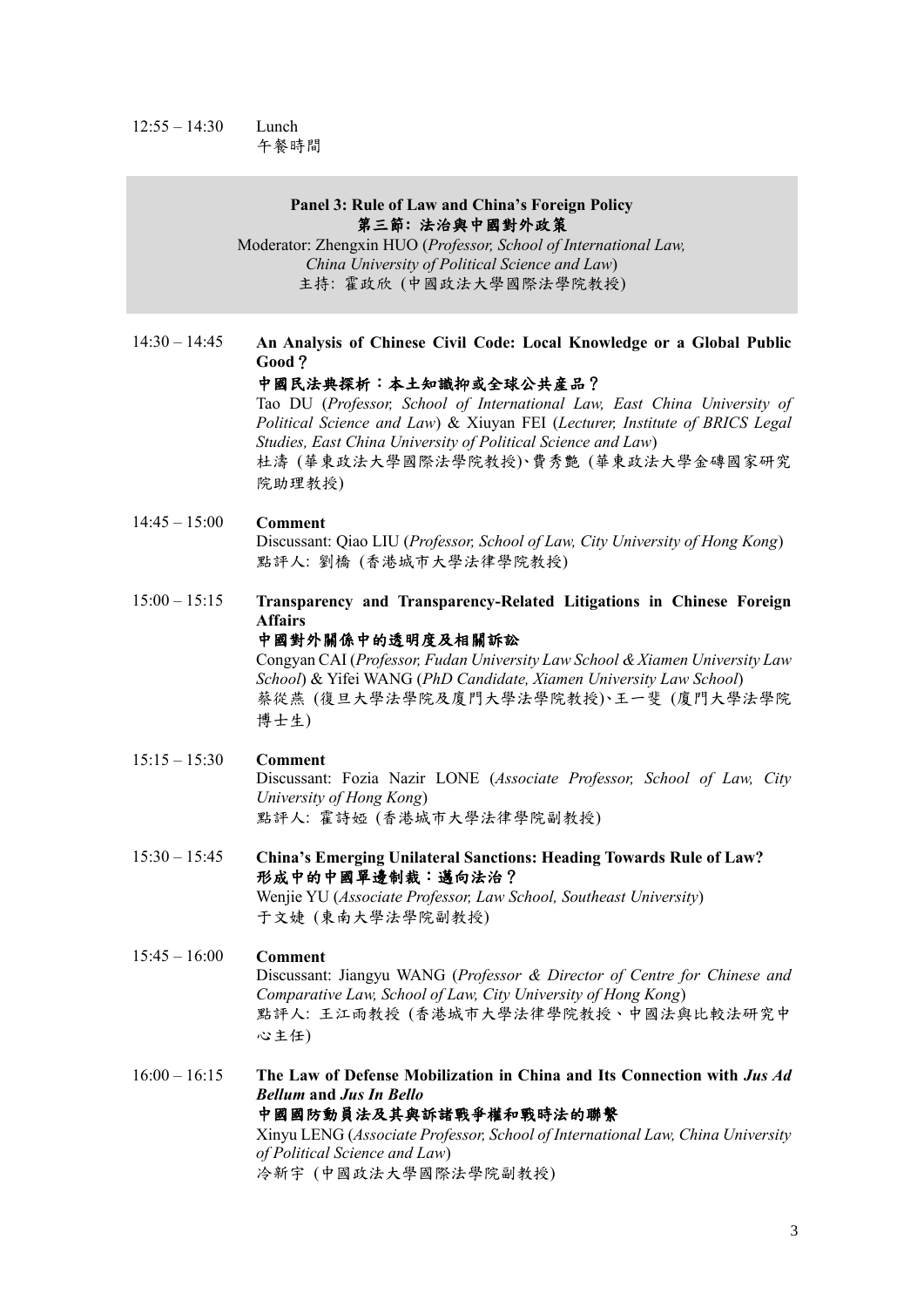12:55 – 14:30 Lunch
午餐時間

**Panel 3: Rule of Law and China's Foreign Policy**
**第三節: 法治與中國對外政策**
Moderator: Zhengxin HUO (*Professor, School of International Law, China University of Political Science and Law*)
主持: 霍政欣 (中國政法大學國際法學院教授)

14:30 – 14:45 **An Analysis of Chinese Civil Code: Local Knowledge or a Global Public Good？**
**中國民法典探析：本土知識抑或全球公共產品？**
Tao DU (*Professor, School of International Law, East China University of Political Science and Law*) & Xiuyan FEI (*Lecturer, Institute of BRICS Legal Studies, East China University of Political Science and Law*)
杜濤 (華東政法大學國際法學院教授)、費秀艶 (華東政法大學金磚國家研究院助理教授)

14:45 – 15:00 **Comment**
Discussant: Qiao LIU (*Professor, School of Law, City University of Hong Kong*)
點評人: 劉橋 (香港城市大學法律學院教授)

15:00 – 15:15 **Transparency and Transparency-Related Litigations in Chinese Foreign Affairs**
**中國對外關係中的透明度及相關訴訟**
Congyan CAI (*Professor, Fudan University Law School & Xiamen University Law School*) & Yifei WANG (*PhD Candidate, Xiamen University Law School*)
蔡從燕 (復旦大學法學院及廈門大學法學院教授)、王一斐 (廈門大學法學院博士生)

15:15 – 15:30 **Comment**
Discussant: Fozia Nazir LONE (*Associate Professor, School of Law, City University of Hong Kong*)
點評人: 霍詩婭 (香港城市大學法律學院副教授)

15:30 – 15:45 **China's Emerging Unilateral Sanctions: Heading Towards Rule of Law?**
**形成中的中國單邊制裁：邁向法治？**
Wenjie YU (*Associate Professor, Law School, Southeast University*)
于文婕 (東南大學法學院副教授)

15:45 – 16:00 **Comment**
Discussant: Jiangyu WANG (*Professor & Director of Centre for Chinese and Comparative Law, School of Law, City University of Hong Kong*)
點評人: 王江雨教授 (香港城市大學法律學院教授、中國法與比較法研究中心主任)

16:00 – 16:15 **The Law of Defense Mobilization in China and Its Connection with *Jus Ad Bellum* and *Jus In Bello***
**中國國防動員法及其與訴諸戰爭權和戰時法的聯繫**
Xinyu LENG (*Associate Professor, School of International Law, China University of Political Science and Law*)
冷新宇 (中國政法大學國際法學院副教授)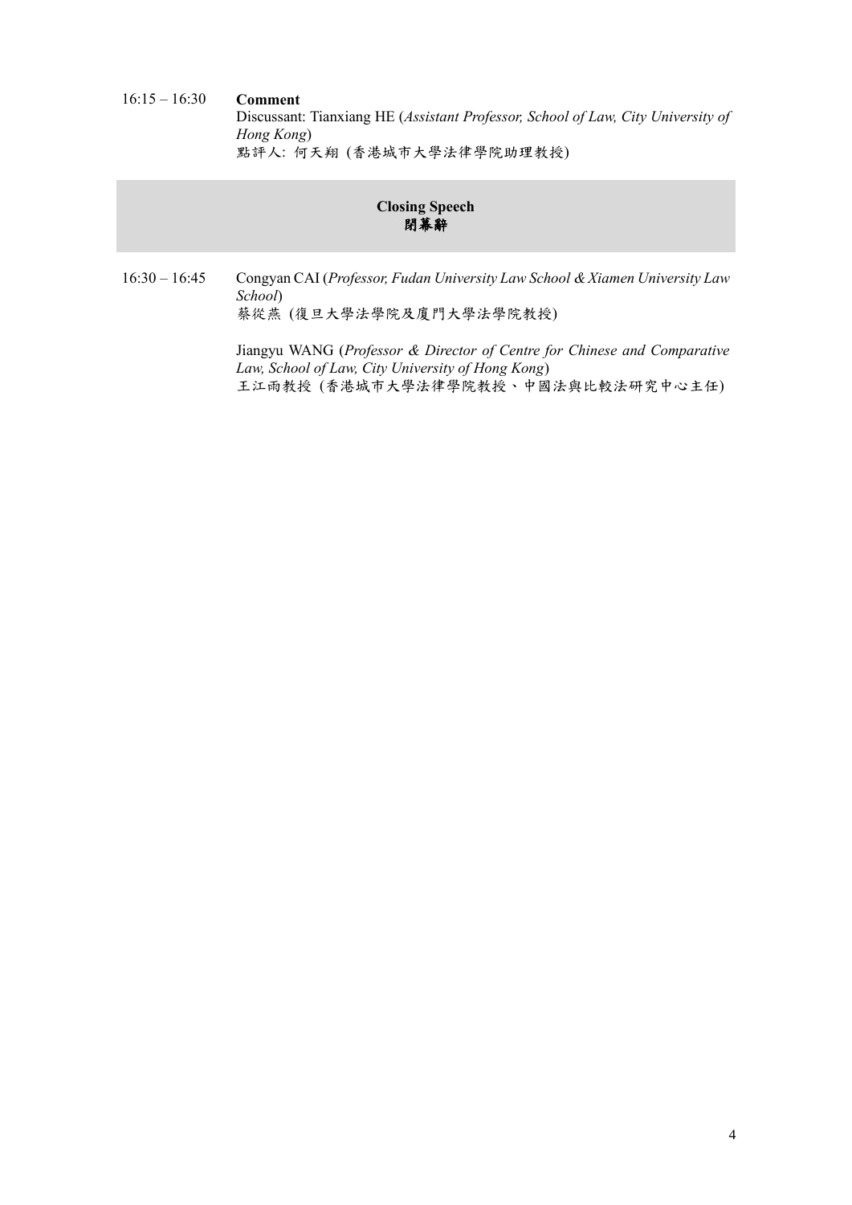16:15 – 16:30 **Comment**

Discussant: Tianxiang HE (*Assistant Professor, School of Law, City University of Hong Kong*)
點評人: 何天翔 (香港城市大學法律學院助理教授)

## Closing Speech
## 閉幕辭

16:30 – 16:45 Congyan CAI (*Professor, Fudan University Law School & Xiamen University Law School*)
蔡從燕 (復旦大學法學院及廈門大學法學院教授)

Jiangyu WANG (*Professor & Director of Centre for Chinese and Comparative Law, School of Law, City University of Hong Kong*)
王江雨教授 (香港城市大學法律學院教授、中國法與比較法研究中心主任)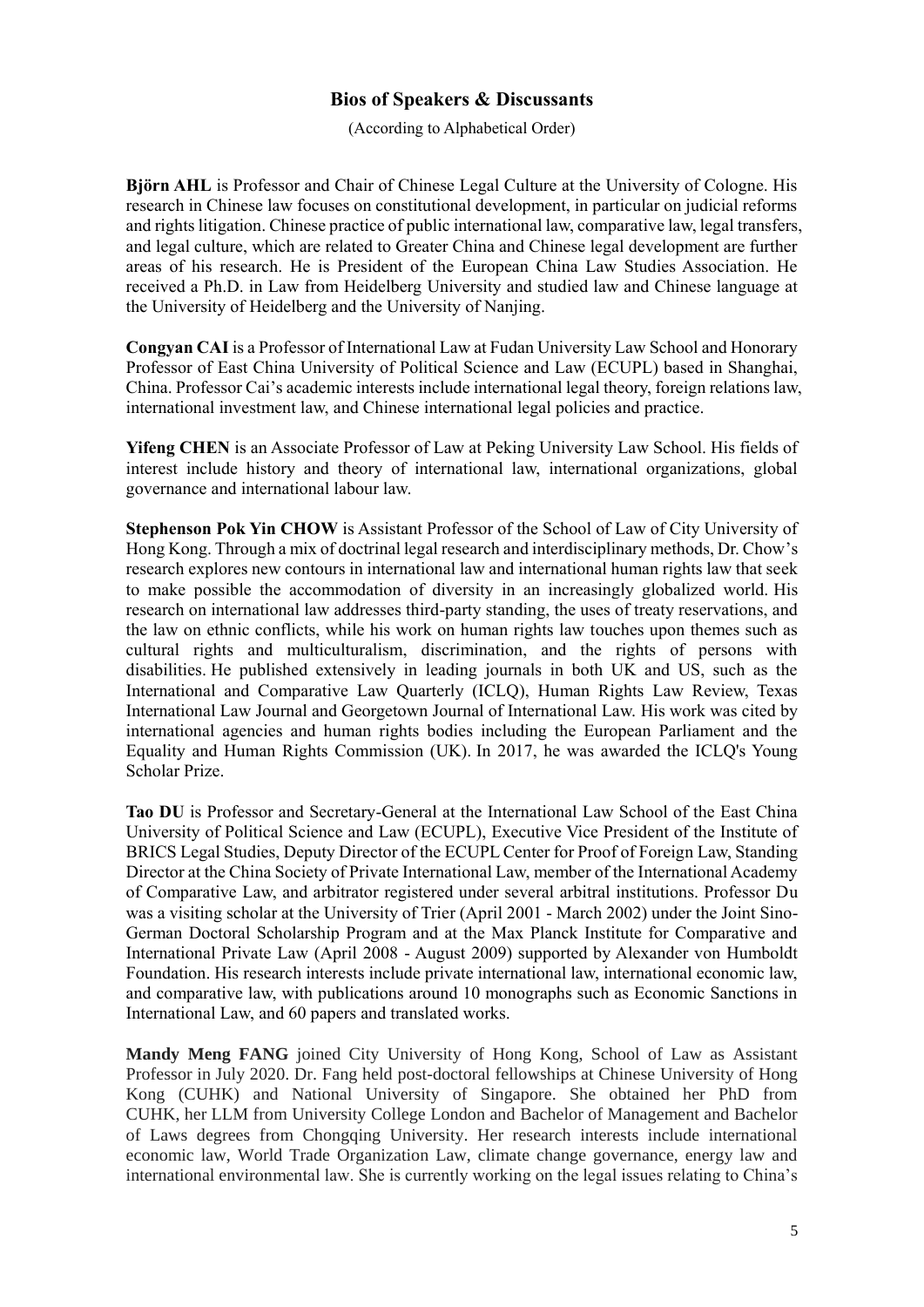## Bios of Speakers & Discussants

(According to Alphabetical Order)

**Björn AHL** is Professor and Chair of Chinese Legal Culture at the University of Cologne. His research in Chinese law focuses on constitutional development, in particular on judicial reforms and rights litigation. Chinese practice of public international law, comparative law, legal transfers, and legal culture, which are related to Greater China and Chinese legal development are further areas of his research. He is President of the European China Law Studies Association. He received a Ph.D. in Law from Heidelberg University and studied law and Chinese language at the University of Heidelberg and the University of Nanjing.

**Congyan CAI** is a Professor of International Law at Fudan University Law School and Honorary Professor of East China University of Political Science and Law (ECUPL) based in Shanghai, China. Professor Cai's academic interests include international legal theory, foreign relations law, international investment law, and Chinese international legal policies and practice.

**Yifeng CHEN** is an Associate Professor of Law at Peking University Law School. His fields of interest include history and theory of international law, international organizations, global governance and international labour law.

**Stephenson Pok Yin CHOW** is Assistant Professor of the School of Law of City University of Hong Kong. Through a mix of doctrinal legal research and interdisciplinary methods, Dr. Chow's research explores new contours in international law and international human rights law that seek to make possible the accommodation of diversity in an increasingly globalized world. His research on international law addresses third-party standing, the uses of treaty reservations, and the law on ethnic conflicts, while his work on human rights law touches upon themes such as cultural rights and multiculturalism, discrimination, and the rights of persons with disabilities. He published extensively in leading journals in both UK and US, such as the International and Comparative Law Quarterly (ICLQ), Human Rights Law Review, Texas International Law Journal and Georgetown Journal of International Law. His work was cited by international agencies and human rights bodies including the European Parliament and the Equality and Human Rights Commission (UK). In 2017, he was awarded the ICLQ's Young Scholar Prize.

**Tao DU** is Professor and Secretary-General at the International Law School of the East China University of Political Science and Law (ECUPL), Executive Vice President of the Institute of BRICS Legal Studies, Deputy Director of the ECUPL Center for Proof of Foreign Law, Standing Director at the China Society of Private International Law, member of the International Academy of Comparative Law, and arbitrator registered under several arbitral institutions. Professor Du was a visiting scholar at the University of Trier (April 2001 - March 2002) under the Joint Sino-German Doctoral Scholarship Program and at the Max Planck Institute for Comparative and International Private Law (April 2008 - August 2009) supported by Alexander von Humboldt Foundation. His research interests include private international law, international economic law, and comparative law, with publications around 10 monographs such as Economic Sanctions in International Law, and 60 papers and translated works.

**Mandy Meng FANG** joined City University of Hong Kong, School of Law as Assistant Professor in July 2020. Dr. Fang held post-doctoral fellowships at Chinese University of Hong Kong (CUHK) and National University of Singapore. She obtained her PhD from CUHK, her LLM from University College London and Bachelor of Management and Bachelor of Laws degrees from Chongqing University. Her research interests include international economic law, World Trade Organization Law, climate change governance, energy law and international environmental law. She is currently working on the legal issues relating to China's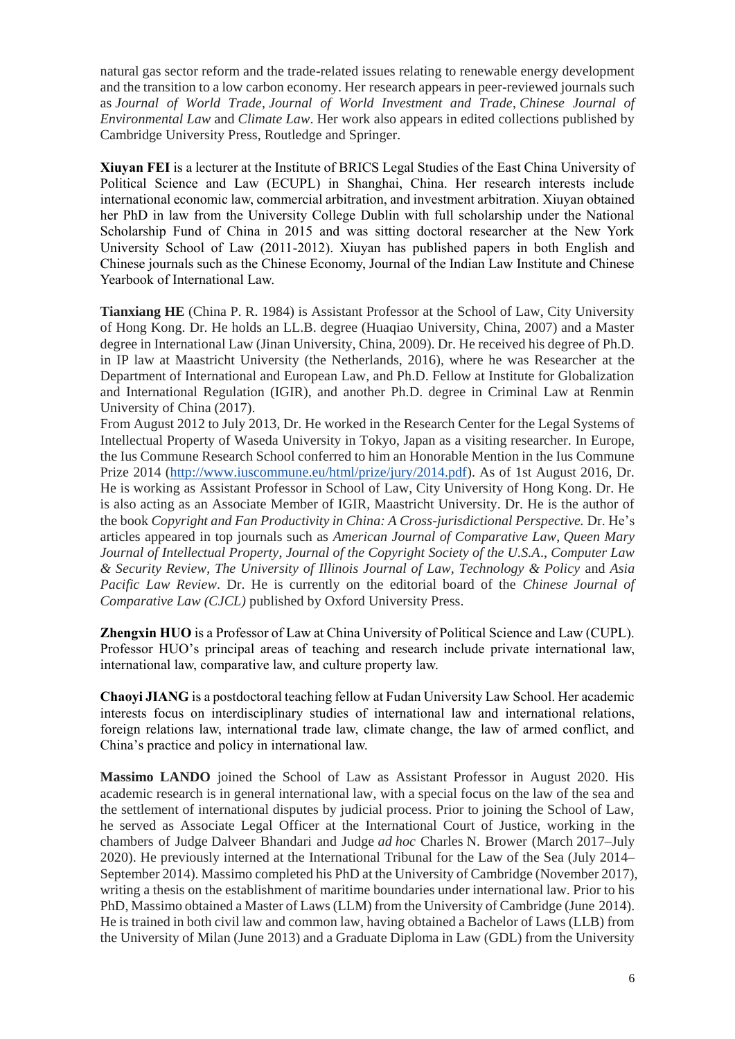natural gas sector reform and the trade-related issues relating to renewable energy development and the transition to a low carbon economy. Her research appears in peer-reviewed journals such as *Journal of World Trade*, *Journal of World Investment and Trade*, *Chinese Journal of Environmental Law* and *Climate Law*. Her work also appears in edited collections published by Cambridge University Press, Routledge and Springer.

**Xiuyan FEI** is a lecturer at the Institute of BRICS Legal Studies of the East China University of Political Science and Law (ECUPL) in Shanghai, China. Her research interests include international economic law, commercial arbitration, and investment arbitration. Xiuyan obtained her PhD in law from the University College Dublin with full scholarship under the National Scholarship Fund of China in 2015 and was sitting doctoral researcher at the New York University School of Law (2011-2012). Xiuyan has published papers in both English and Chinese journals such as the Chinese Economy, Journal of the Indian Law Institute and Chinese Yearbook of International Law.

**Tianxiang HE** (China P. R. 1984) is Assistant Professor at the School of Law, City University of Hong Kong. Dr. He holds an LL.B. degree (Huaqiao University, China, 2007) and a Master degree in International Law (Jinan University, China, 2009). Dr. He received his degree of Ph.D. in IP law at Maastricht University (the Netherlands, 2016), where he was Researcher at the Department of International and European Law, and Ph.D. Fellow at Institute for Globalization and International Regulation (IGIR), and another Ph.D. degree in Criminal Law at Renmin University of China (2017).
From August 2012 to July 2013, Dr. He worked in the Research Center for the Legal Systems of Intellectual Property of Waseda University in Tokyo, Japan as a visiting researcher. In Europe, the Ius Commune Research School conferred to him an Honorable Mention in the Ius Commune Prize 2014 (http://www.iuscommune.eu/html/prize/jury/2014.pdf). As of 1st August 2016, Dr. He is working as Assistant Professor in School of Law, City University of Hong Kong. Dr. He is also acting as an Associate Member of IGIR, Maastricht University. Dr. He is the author of the book *Copyright and Fan Productivity in China: A Cross-jurisdictional Perspective.* Dr. He's articles appeared in top journals such as *American Journal of Comparative Law*, *Queen Mary Journal of Intellectual Property*, *Journal of the Copyright Society of the U.S.A*., *Computer Law & Security Review*, *The University of Illinois Journal of Law, Technology & Policy* and *Asia Pacific Law Review*. Dr. He is currently on the editorial board of the *Chinese Journal of Comparative Law (CJCL)* published by Oxford University Press.

**Zhengxin HUO** is a Professor of Law at China University of Political Science and Law (CUPL). Professor HUO's principal areas of teaching and research include private international law, international law, comparative law, and culture property law.

**Chaoyi JIANG** is a postdoctoral teaching fellow at Fudan University Law School. Her academic interests focus on interdisciplinary studies of international law and international relations, foreign relations law, international trade law, climate change, the law of armed conflict, and China's practice and policy in international law.

**Massimo LANDO** joined the School of Law as Assistant Professor in August 2020. His academic research is in general international law, with a special focus on the law of the sea and the settlement of international disputes by judicial process. Prior to joining the School of Law, he served as Associate Legal Officer at the International Court of Justice, working in the chambers of Judge Dalveer Bhandari and Judge *ad hoc* Charles N. Brower (March 2017–July 2020). He previously interned at the International Tribunal for the Law of the Sea (July 2014–September 2014). Massimo completed his PhD at the University of Cambridge (November 2017), writing a thesis on the establishment of maritime boundaries under international law. Prior to his PhD, Massimo obtained a Master of Laws (LLM) from the University of Cambridge (June 2014). He is trained in both civil law and common law, having obtained a Bachelor of Laws (LLB) from the University of Milan (June 2013) and a Graduate Diploma in Law (GDL) from the University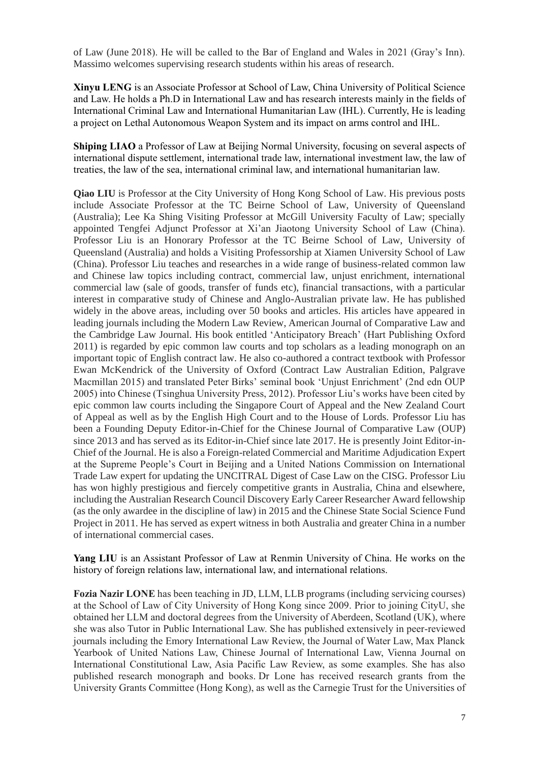of Law (June 2018). He will be called to the Bar of England and Wales in 2021 (Gray's Inn). Massimo welcomes supervising research students within his areas of research.

**Xinyu LENG** is an Associate Professor at School of Law, China University of Political Science and Law. He holds a Ph.D in International Law and has research interests mainly in the fields of International Criminal Law and International Humanitarian Law (IHL). Currently, He is leading a project on Lethal Autonomous Weapon System and its impact on arms control and IHL.

**Shiping LIAO** a Professor of Law at Beijing Normal University, focusing on several aspects of international dispute settlement, international trade law, international investment law, the law of treaties, the law of the sea, international criminal law, and international humanitarian law.

**Qiao LIU** is Professor at the City University of Hong Kong School of Law. His previous posts include Associate Professor at the TC Beirne School of Law, University of Queensland (Australia); Lee Ka Shing Visiting Professor at McGill University Faculty of Law; specially appointed Tengfei Adjunct Professor at Xi'an Jiaotong University School of Law (China). Professor Liu is an Honorary Professor at the TC Beirne School of Law, University of Queensland (Australia) and holds a Visiting Professorship at Xiamen University School of Law (China). Professor Liu teaches and researches in a wide range of business-related common law and Chinese law topics including contract, commercial law, unjust enrichment, international commercial law (sale of goods, transfer of funds etc), financial transactions, with a particular interest in comparative study of Chinese and Anglo-Australian private law. He has published widely in the above areas, including over 50 books and articles. His articles have appeared in leading journals including the Modern Law Review, American Journal of Comparative Law and the Cambridge Law Journal. His book entitled 'Anticipatory Breach' (Hart Publishing Oxford 2011) is regarded by epic common law courts and top scholars as a leading monograph on an important topic of English contract law. He also co-authored a contract textbook with Professor Ewan McKendrick of the University of Oxford (Contract Law Australian Edition, Palgrave Macmillan 2015) and translated Peter Birks' seminal book 'Unjust Enrichment' (2nd edn OUP 2005) into Chinese (Tsinghua University Press, 2012). Professor Liu's works have been cited by epic common law courts including the Singapore Court of Appeal and the New Zealand Court of Appeal as well as by the English High Court and to the House of Lords. Professor Liu has been a Founding Deputy Editor-in-Chief for the Chinese Journal of Comparative Law (OUP) since 2013 and has served as its Editor-in-Chief since late 2017. He is presently Joint Editor-in-Chief of the Journal. He is also a Foreign-related Commercial and Maritime Adjudication Expert at the Supreme People's Court in Beijing and a United Nations Commission on International Trade Law expert for updating the UNCITRAL Digest of Case Law on the CISG. Professor Liu has won highly prestigious and fiercely competitive grants in Australia, China and elsewhere, including the Australian Research Council Discovery Early Career Researcher Award fellowship (as the only awardee in the discipline of law) in 2015 and the Chinese State Social Science Fund Project in 2011. He has served as expert witness in both Australia and greater China in a number of international commercial cases.

**Yang LIU** is an Assistant Professor of Law at Renmin University of China. He works on the history of foreign relations law, international law, and international relations.

**Fozia Nazir LONE** has been teaching in JD, LLM, LLB programs (including servicing courses) at the School of Law of City University of Hong Kong since 2009. Prior to joining CityU, she obtained her LLM and doctoral degrees from the University of Aberdeen, Scotland (UK), where she was also Tutor in Public International Law. She has published extensively in peer-reviewed journals including the Emory International Law Review, the Journal of Water Law, Max Planck Yearbook of United Nations Law, Chinese Journal of International Law, Vienna Journal on International Constitutional Law, Asia Pacific Law Review, as some examples. She has also published research monograph and books. Dr Lone has received research grants from the University Grants Committee (Hong Kong), as well as the Carnegie Trust for the Universities of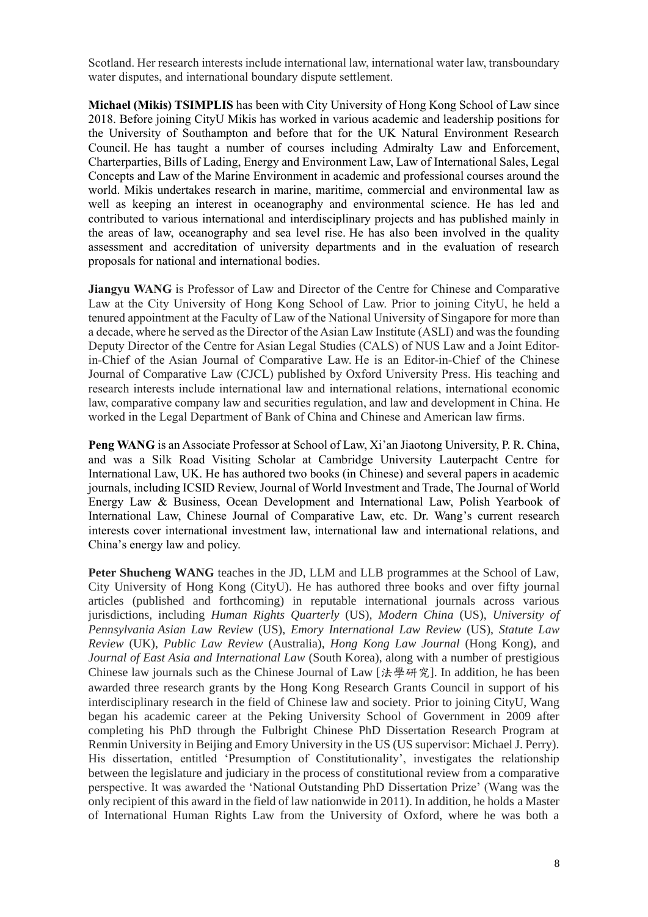Scotland. Her research interests include international law, international water law, transboundary water disputes, and international boundary dispute settlement.

**Michael (Mikis) TSIMPLIS** has been with City University of Hong Kong School of Law since 2018. Before joining CityU Mikis has worked in various academic and leadership positions for the University of Southampton and before that for the UK Natural Environment Research Council. He has taught a number of courses including Admiralty Law and Enforcement, Charterparties, Bills of Lading, Energy and Environment Law, Law of International Sales, Legal Concepts and Law of the Marine Environment in academic and professional courses around the world. Mikis undertakes research in marine, maritime, commercial and environmental law as well as keeping an interest in oceanography and environmental science. He has led and contributed to various international and interdisciplinary projects and has published mainly in the areas of law, oceanography and sea level rise. He has also been involved in the quality assessment and accreditation of university departments and in the evaluation of research proposals for national and international bodies.

**Jiangyu WANG** is Professor of Law and Director of the Centre for Chinese and Comparative Law at the City University of Hong Kong School of Law. Prior to joining CityU, he held a tenured appointment at the Faculty of Law of the National University of Singapore for more than a decade, where he served as the Director of the Asian Law Institute (ASLI) and was the founding Deputy Director of the Centre for Asian Legal Studies (CALS) of NUS Law and a Joint Editor-in-Chief of the Asian Journal of Comparative Law. He is an Editor-in-Chief of the Chinese Journal of Comparative Law (CJCL) published by Oxford University Press. His teaching and research interests include international law and international relations, international economic law, comparative company law and securities regulation, and law and development in China. He worked in the Legal Department of Bank of China and Chinese and American law firms.

**Peng WANG** is an Associate Professor at School of Law, Xi'an Jiaotong University, P. R. China, and was a Silk Road Visiting Scholar at Cambridge University Lauterpacht Centre for International Law, UK. He has authored two books (in Chinese) and several papers in academic journals, including ICSID Review, Journal of World Investment and Trade, The Journal of World Energy Law & Business, Ocean Development and International Law, Polish Yearbook of International Law, Chinese Journal of Comparative Law, etc. Dr. Wang's current research interests cover international investment law, international law and international relations, and China's energy law and policy.

**Peter Shucheng WANG** teaches in the JD, LLM and LLB programmes at the School of Law, City University of Hong Kong (CityU). He has authored three books and over fifty journal articles (published and forthcoming) in reputable international journals across various jurisdictions, including *Human Rights Quarterly* (US), *Modern China* (US), *University of Pennsylvania Asian Law Review* (US), *Emory International Law Review* (US), *Statute Law Review* (UK), *Public Law Review* (Australia), *Hong Kong Law Journal* (Hong Kong), and *Journal of East Asia and International Law* (South Korea), along with a number of prestigious Chinese law journals such as the Chinese Journal of Law [法學研究]. In addition, he has been awarded three research grants by the Hong Kong Research Grants Council in support of his interdisciplinary research in the field of Chinese law and society. Prior to joining CityU, Wang began his academic career at the Peking University School of Government in 2009 after completing his PhD through the Fulbright Chinese PhD Dissertation Research Program at Renmin University in Beijing and Emory University in the US (US supervisor: Michael J. Perry). His dissertation, entitled 'Presumption of Constitutionality', investigates the relationship between the legislature and judiciary in the process of constitutional review from a comparative perspective. It was awarded the 'National Outstanding PhD Dissertation Prize' (Wang was the only recipient of this award in the field of law nationwide in 2011). In addition, he holds a Master of International Human Rights Law from the University of Oxford, where he was both a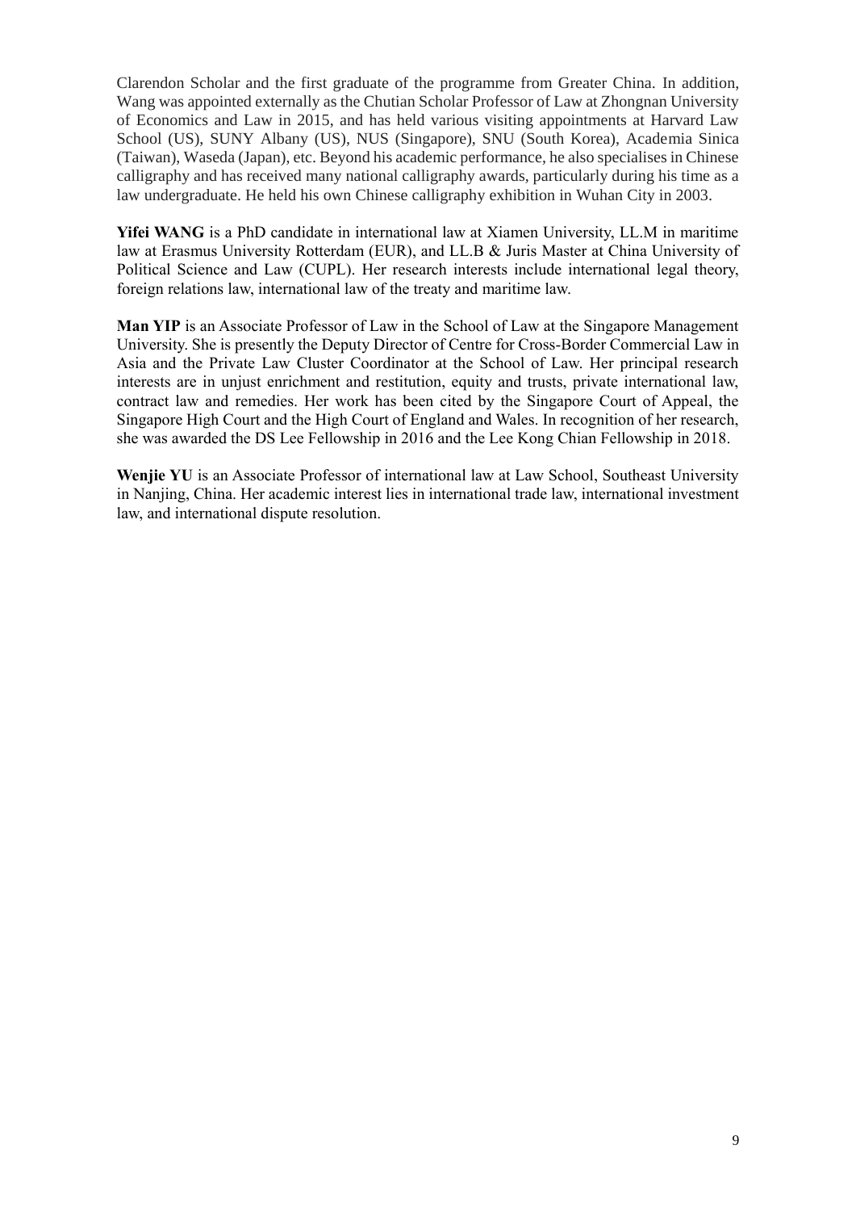Clarendon Scholar and the first graduate of the programme from Greater China. In addition, Wang was appointed externally as the Chutian Scholar Professor of Law at Zhongnan University of Economics and Law in 2015, and has held various visiting appointments at Harvard Law School (US), SUNY Albany (US), NUS (Singapore), SNU (South Korea), Academia Sinica (Taiwan), Waseda (Japan), etc. Beyond his academic performance, he also specialises in Chinese calligraphy and has received many national calligraphy awards, particularly during his time as a law undergraduate. He held his own Chinese calligraphy exhibition in Wuhan City in 2003.

**Yifei WANG** is a PhD candidate in international law at Xiamen University, LL.M in maritime law at Erasmus University Rotterdam (EUR), and LL.B & Juris Master at China University of Political Science and Law (CUPL). Her research interests include international legal theory, foreign relations law, international law of the treaty and maritime law.

**Man YIP** is an Associate Professor of Law in the School of Law at the Singapore Management University. She is presently the Deputy Director of Centre for Cross-Border Commercial Law in Asia and the Private Law Cluster Coordinator at the School of Law. Her principal research interests are in unjust enrichment and restitution, equity and trusts, private international law, contract law and remedies. Her work has been cited by the Singapore Court of Appeal, the Singapore High Court and the High Court of England and Wales. In recognition of her research, she was awarded the DS Lee Fellowship in 2016 and the Lee Kong Chian Fellowship in 2018.

**Wenjie YU** is an Associate Professor of international law at Law School, Southeast University in Nanjing, China. Her academic interest lies in international trade law, international investment law, and international dispute resolution.